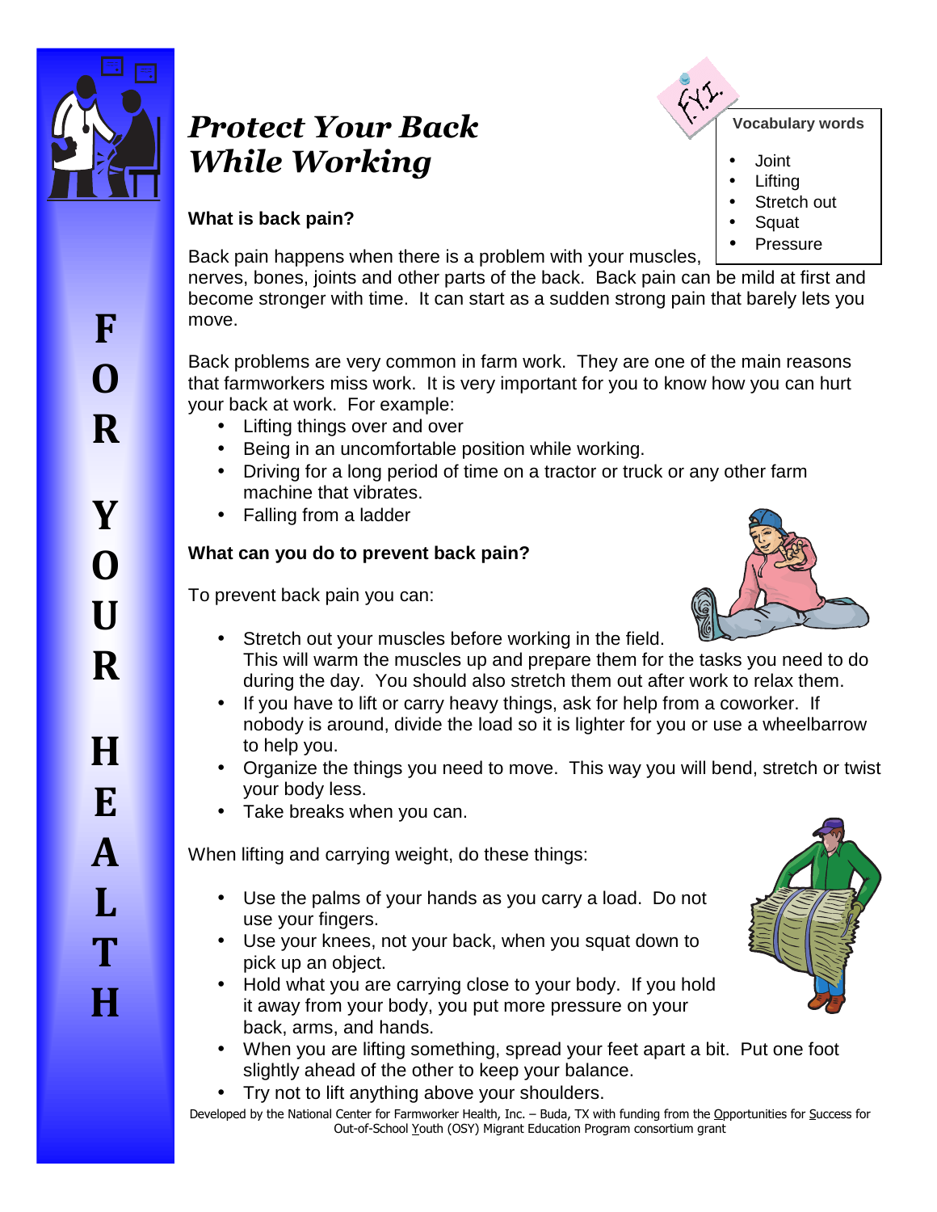# *Protect Your Back While Working*

FOR YOUR HEALTH

**Vocabulary words**

- Joint
- Lifting
- Stretch out
- Squat
- Pressure

### What is back pain?

Back pain happens when there is a problem with your muscles, nerves, bones, joints and other parts of the back. Back pain can be mild at first and become stronger with time. It can start as a sudden strong pain that barely lets you move.

Back problems are very common in farm work. They are one of the main reasons that farmworkers miss work. It is very important for you to know how you can hurt your back at work. For example:

- Lifting things over and over
- Being in an uncomfortable position while working.
- Driving for a long period of time on a tractor or truck or any other farm machine that vibrates.
- Falling from a ladder

### What can you do to prevent back pain?

To prevent back pain you can:

- Stretch out your muscles before working in the field. This will warm the muscles up and prepare them for the tasks you need to do during the day. You should also stretch them out after work to relax them.
- If you have to lift or carry heavy things, ask for help from a coworker. If nobody is around, divide the load so it is lighter for you or use a wheelbarrow to help you.
- Organize the things you need to move. This way you will bend, stretch or twist your body less.
- Take breaks when you can.

When lifting and carrying weight, do these things:

- Use the palms of your hands as you carry a load. Do not use your fingers.
- Use your knees, not your back, when you squat down to pick up an object.
- Hold what you are carrying close to your body. If you hold it away from your body, you put more pressure on your back, arms, and hands.
- When you are lifting something, spread your feet apart a bit. Put one foot slightly ahead of the other to keep your balance.
- Try not to lift anything above your shoulders.

Developed by the National Center for Farmworker Health, Inc. – Buda, TX with funding from the Opportunities for Success for Out-of-School Youth (OSY) Migrant Education Program consortium grant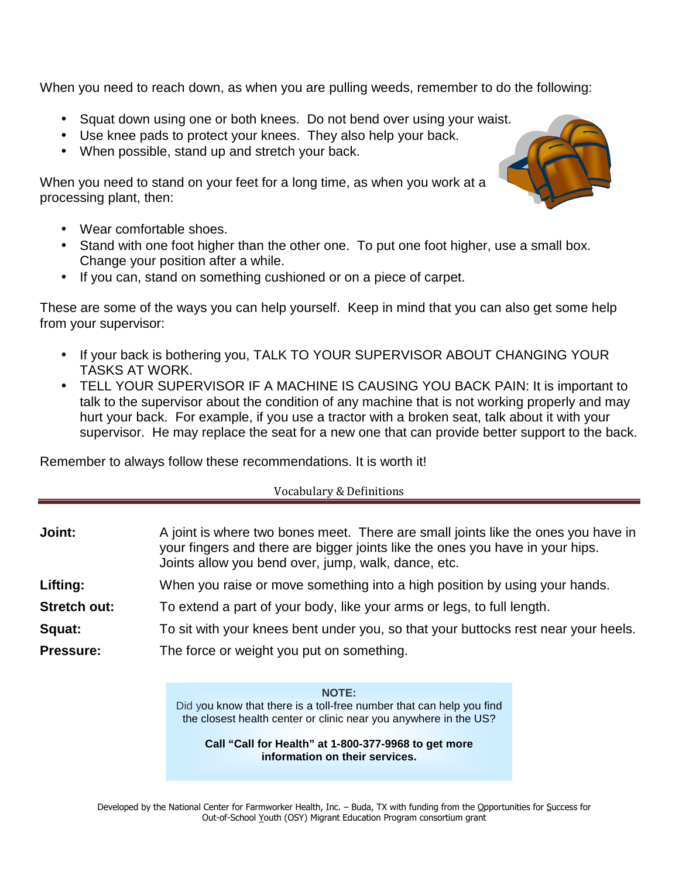When you need to reach down, as when you are pulling weeds, remember to do the following:

- Squat down using one or both knees. Do not bend over using your waist.
- Use knee pads to protect your knees. They also help your back.
- When possible, stand up and stretch your back.

When you need to stand on your feet for a long time, as when you work at a processing plant, then:

- Wear comfortable shoes.
- Stand with one foot higher than the other one. To put one foot higher, use a small box. Change your position after a while.
- If you can, stand on something cushioned or on a piece of carpet.

These are some of the ways you can help yourself. Keep in mind that you can also get some help from your supervisor:

- If your back is bothering you, TALK TO YOUR SUPERVISOR ABOUT CHANGING YOUR TASKS AT WORK.
- TELL YOUR SUPERVISOR IF A MACHINE IS CAUSING YOU BACK PAIN: It is important to talk to the supervisor about the condition of any machine that is not working properly and may hurt your back. For example, if you use a tractor with a broken seat, talk about it with your supervisor. He may replace the seat for a new one that can provide better support to the back.

Remember to always follow these recommendations. It is worth it!

## Vocabulary & Definitions

**Joint:** A joint is where two bones meet. There are small joints like the ones you have in your fingers and there are bigger joints like the ones you have in your hips. Joints allow you bend over, jump, walk, dance, etc.

**Lifting:** When you raise or move something into a high position by using your hands.

**Stretch out:** To extend a part of your body, like your arms or legs, to full length.

**Squat:** To sit with your knees bent under you, so that your buttocks rest near your heels.

**Pressure:** The force or weight you put on something.

**NOTE:**
Did you know that there is a toll-free number that can help you find the closest health center or clinic near you anywhere in the US?

**Call "Call for Health" at 1-800-377-9968 to get more information on their services.**

Developed by the National Center for Farmworker Health, Inc. – Buda, TX with funding from the Opportunities for Success for Out-of-School Youth (OSY) Migrant Education Program consortium grant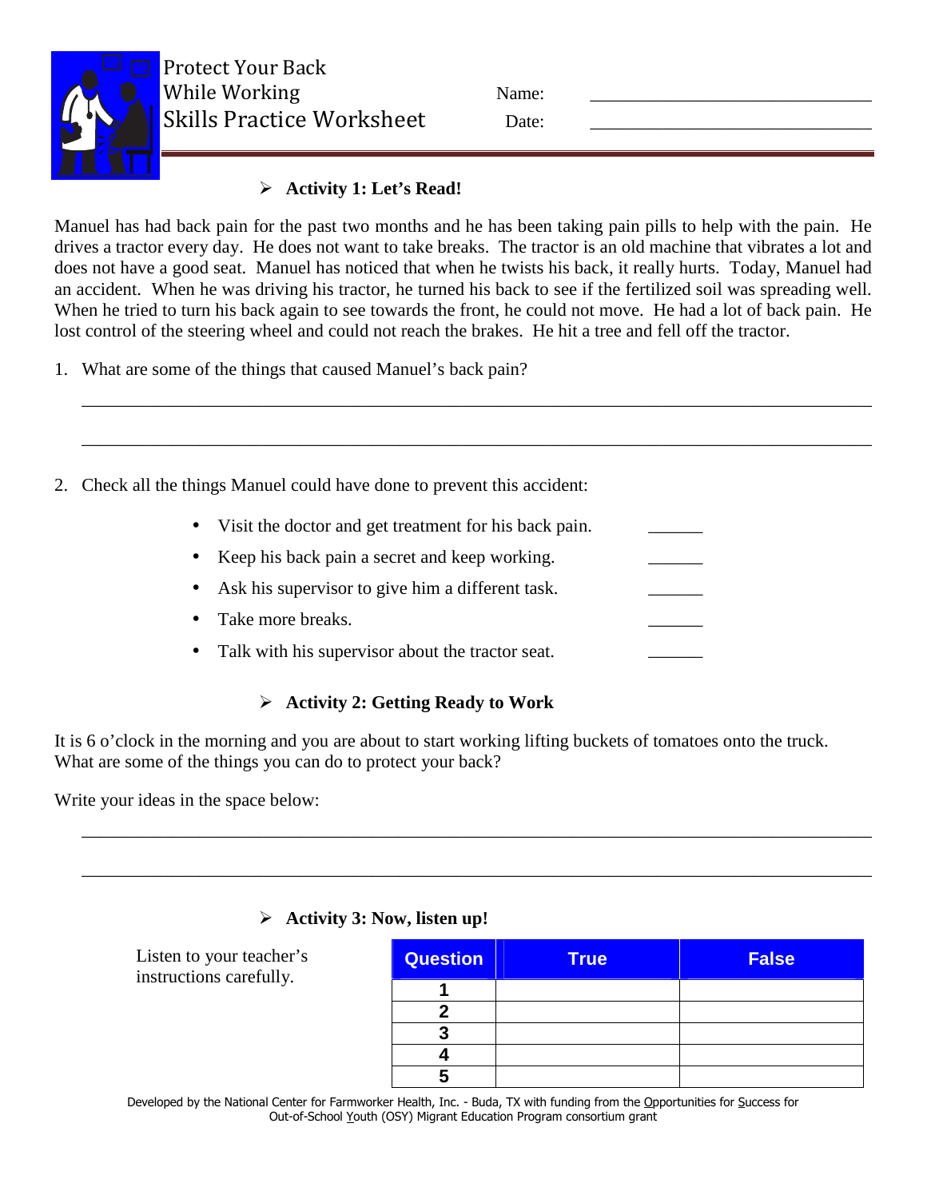# Protect Your Back While Working
# Skills Practice Worksheet

Name: ______________________________

Date: ______________________________

## ➢ Activity 1: Let's Read!

Manuel has had back pain for the past two months and he has been taking pain pills to help with the pain. He drives a tractor every day. He does not want to take breaks. The tractor is an old machine that vibrates a lot and does not have a good seat. Manuel has noticed that when he twists his back, it really hurts. Today, Manuel had an accident. When he was driving his tractor, he turned his back to see if the fertilized soil was spreading well. When he tried to turn his back again to see towards the front, he could not move. He had a lot of back pain. He lost control of the steering wheel and could not reach the brakes. He hit a tree and fell off the tractor.

1. What are some of the things that caused Manuel's back pain?

____________________________________________________________________________

____________________________________________________________________________

2. Check all the things Manuel could have done to prevent this accident:

- Visit the doctor and get treatment for his back pain. ______
- Keep his back pain a secret and keep working. ______
- Ask his supervisor to give him a different task. ______
- Take more breaks. ______
- Talk with his supervisor about the tractor seat. ______

## ➢ Activity 2: Getting Ready to Work

It is 6 o'clock in the morning and you are about to start working lifting buckets of tomatoes onto the truck. What are some of the things you can do to protect your back?

Write your ideas in the space below:

____________________________________________________________________________

____________________________________________________________________________

## ➢ Activity 3: Now, listen up!

Listen to your teacher's instructions carefully.

| Question | True | False |
|---|---|---|
| 1 | | |
| 2 | | |
| 3 | | |
| 4 | | |
| 5 | | |

Developed by the National Center for Farmworker Health, Inc. - Buda, TX with funding from the Opportunities for Success for Out-of-School Youth (OSY) Migrant Education Program consortium grant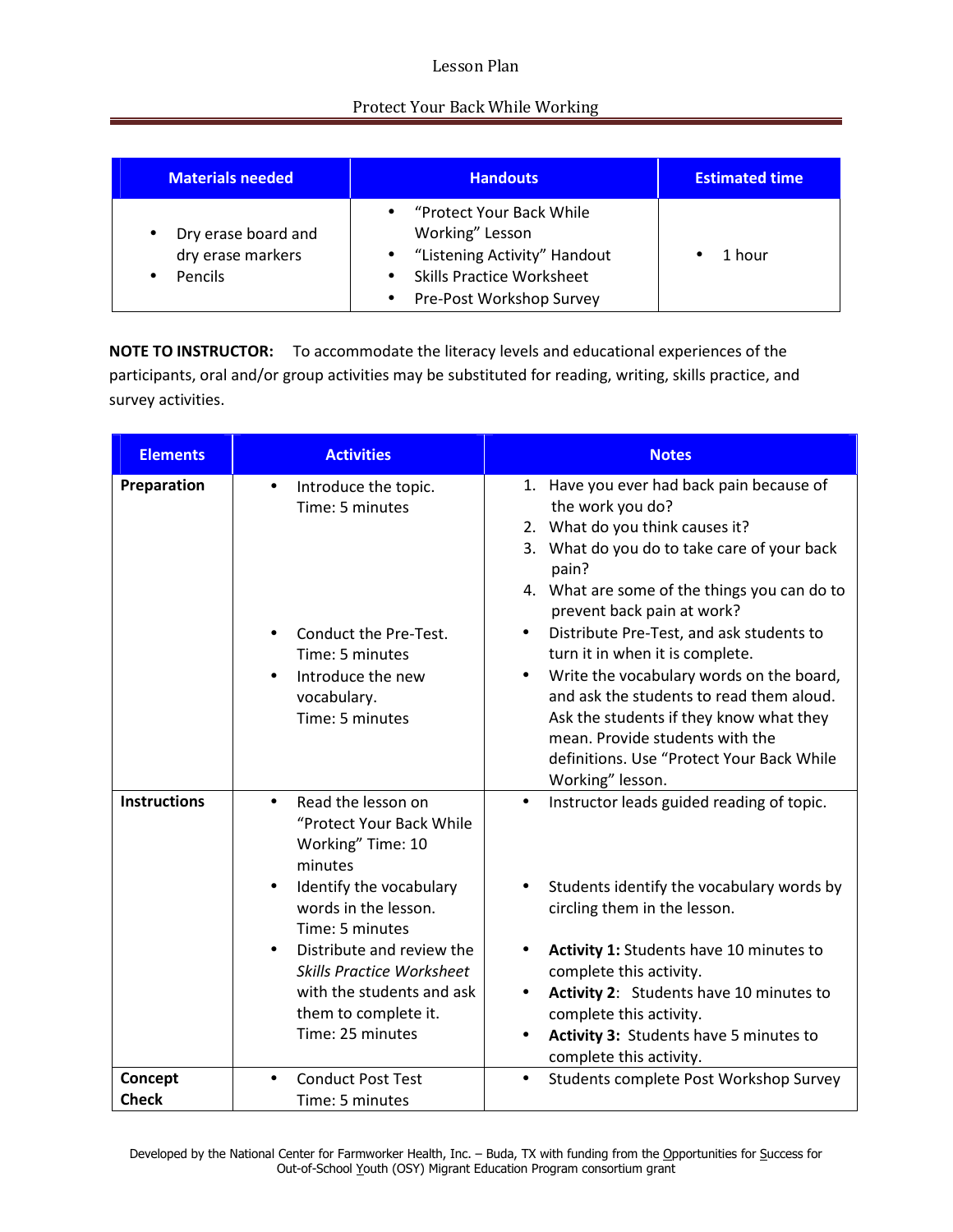Lesson Plan

# Protect Your Back While Working

| Materials needed | Handouts | Estimated time |
| --- | --- | --- |
| • Dry erase board and dry erase markers<br>• Pencils | • "Protect Your Back While Working" Lesson<br>• "Listening Activity" Handout<br>• Skills Practice Worksheet<br>• Pre-Post Workshop Survey | • 1 hour |

**NOTE TO INSTRUCTOR:** To accommodate the literacy levels and educational experiences of the participants, oral and/or group activities may be substituted for reading, writing, skills practice, and survey activities.

| Elements | Activities | Notes |
| --- | --- | --- |
| **Preparation** | • Introduce the topic. Time: 5 minutes<br><br>• Conduct the Pre-Test. Time: 5 minutes<br>• Introduce the new vocabulary. Time: 5 minutes | 1. Have you ever had back pain because of the work you do?<br>2. What do you think causes it?<br>3. What do you do to take care of your back pain?<br>4. What are some of the things you can do to prevent back pain at work?<br>• Distribute Pre-Test, and ask students to turn it in when it is complete.<br>• Write the vocabulary words on the board, and ask the students to read them aloud. Ask the students if they know what they mean. Provide students with the definitions. Use "Protect Your Back While Working" lesson. |
| **Instructions** | • Read the lesson on "Protect Your Back While Working" Time: 10 minutes<br>• Identify the vocabulary words in the lesson. Time: 5 minutes<br>• Distribute and review the *Skills Practice Worksheet* with the students and ask them to complete it. Time: 25 minutes | • Instructor leads guided reading of topic.<br><br>• Students identify the vocabulary words by circling them in the lesson.<br><br>• **Activity 1:** Students have 10 minutes to complete this activity.<br>• **Activity 2**: Students have 10 minutes to complete this activity.<br>• **Activity 3:** Students have 5 minutes to complete this activity. |
| **Concept Check** | • Conduct Post Test Time: 5 minutes | • Students complete Post Workshop Survey |

Developed by the National Center for Farmworker Health, Inc. – Buda, TX with funding from the Opportunities for Success for Out-of-School Youth (OSY) Migrant Education Program consortium grant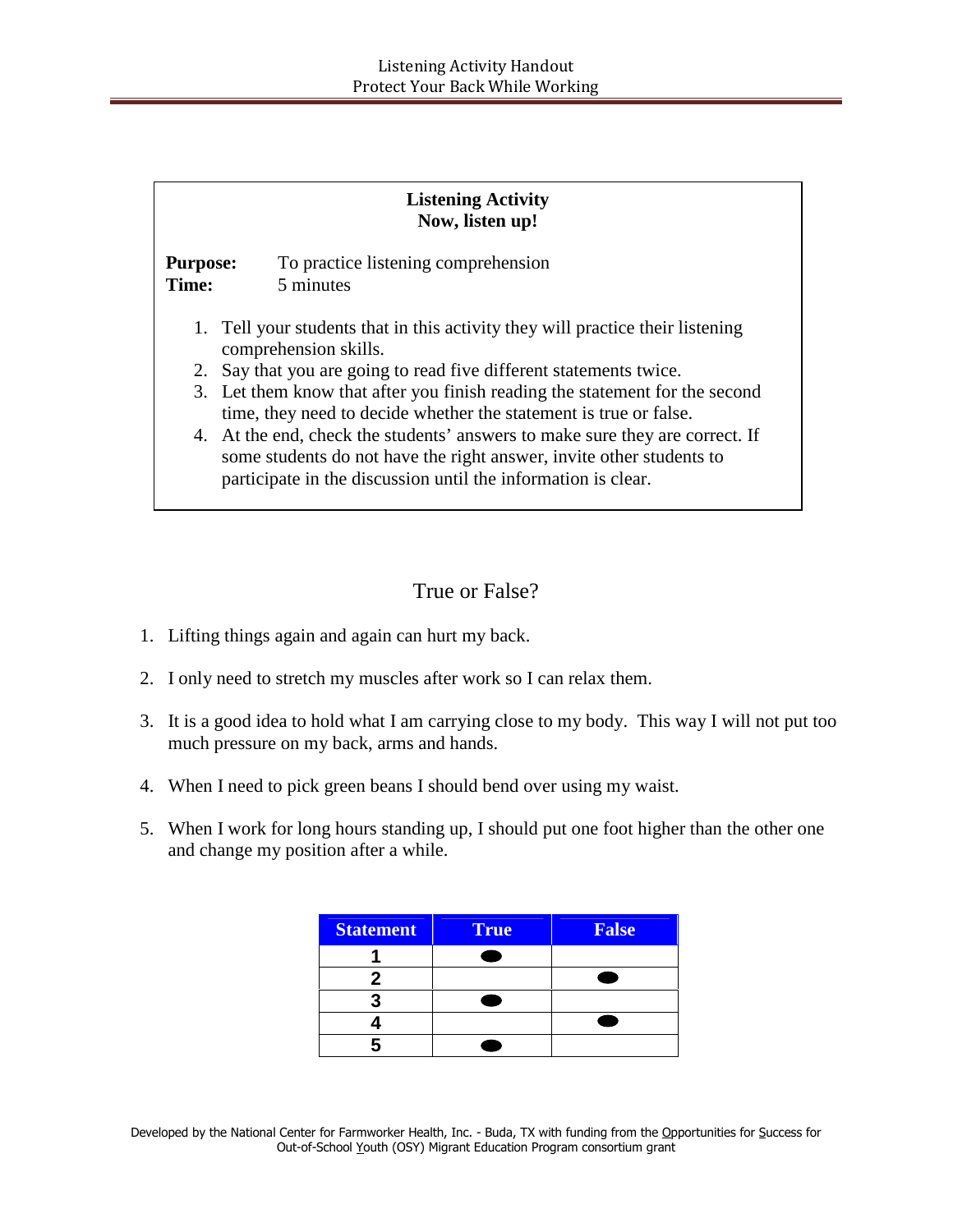## Listening Activity
## Now, listen up!

**Purpose:** To practice listening comprehension
**Time:** 5 minutes

1. Tell your students that in this activity they will practice their listening comprehension skills.
2. Say that you are going to read five different statements twice.
3. Let them know that after you finish reading the statement for the second time, they need to decide whether the statement is true or false.
4. At the end, check the students' answers to make sure they are correct. If some students do not have the right answer, invite other students to participate in the discussion until the information is clear.

## True or False?

1. Lifting things again and again can hurt my back.
2. I only need to stretch my muscles after work so I can relax them.
3. It is a good idea to hold what I am carrying close to my body. This way I will not put too much pressure on my back, arms and hands.
4. When I need to pick green beans I should bend over using my waist.
5. When I work for long hours standing up, I should put one foot higher than the other one and change my position after a while.

| Statement | True | False |
|---|---|---|
| 1 | ● | |
| 2 | | ● |
| 3 | ● | |
| 4 | | ● |
| 5 | ● | |

Developed by the National Center for Farmworker Health, Inc. - Buda, TX with funding from the Opportunities for Success for Out-of-School Youth (OSY) Migrant Education Program consortium grant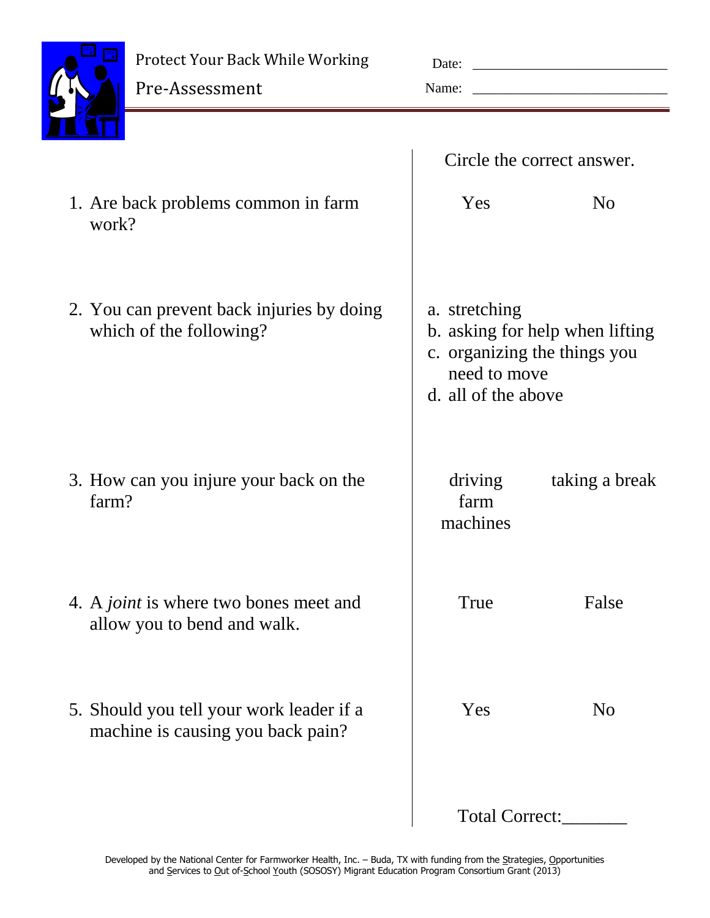# Protect Your Back While Working

## Pre-Assessment

Date: ___________________________

Name: ___________________________

| | Circle the correct answer. | |
|---|---|---|
| 1. Are back problems common in farm work? | Yes | No |
| 2. You can prevent back injuries by doing which of the following? | a. stretching<br>b. asking for help when lifting<br>c. organizing the things you need to move<br>d. all of the above | |
| 3. How can you injure your back on the farm? | driving farm machines | taking a break |
| 4. A *joint* is where two bones meet and allow you to bend and walk. | True | False |
| 5. Should you tell your work leader if a machine is causing you back pain? | Yes | No |
| | Total Correct:_______ | |

Developed by the National Center for Farmworker Health, Inc. – Buda, TX with funding from the Strategies, Opportunities and Services to Out of-School Youth (SOSOSY) Migrant Education Program Consortium Grant (2013)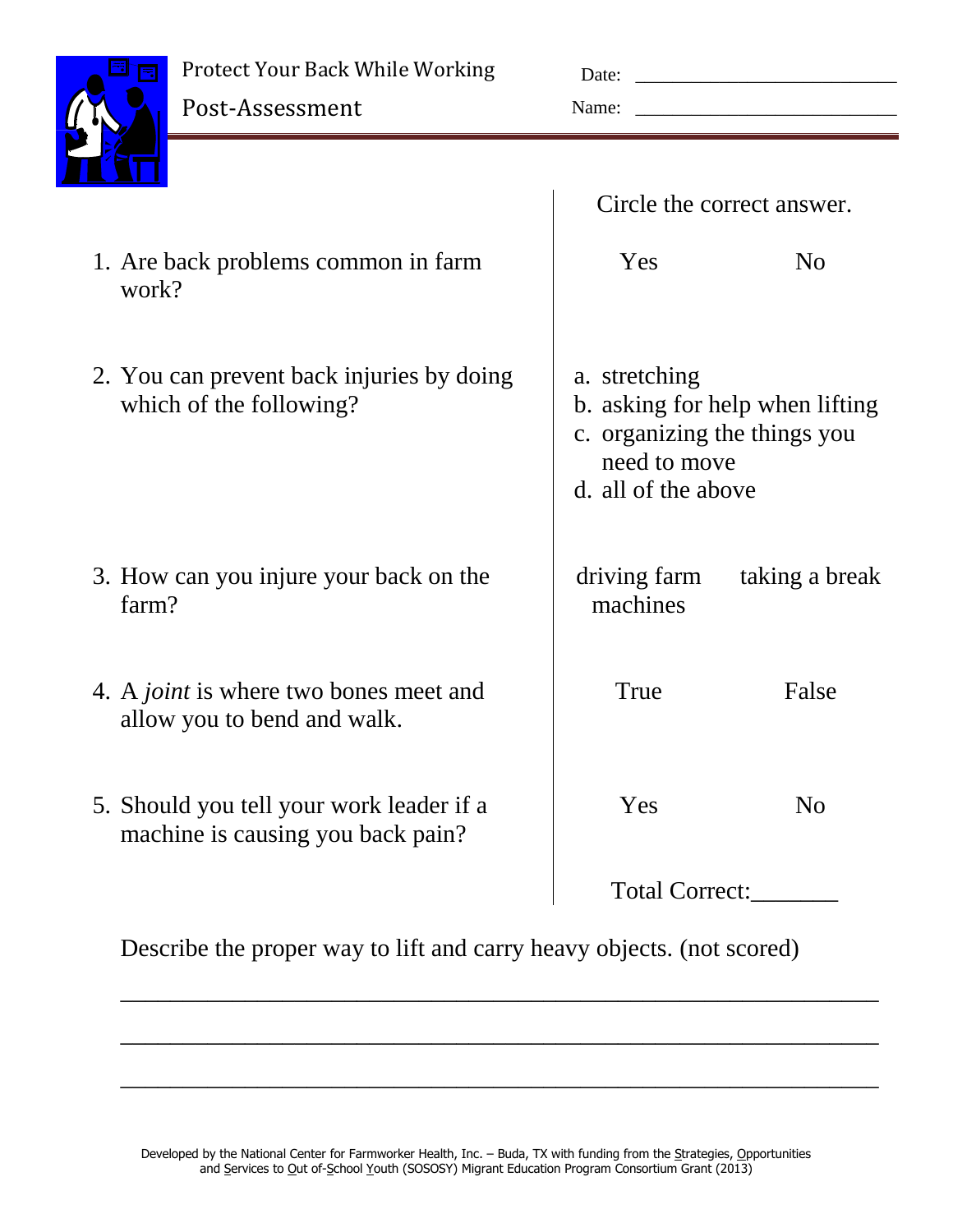# Protect Your Back While Working

## Post-Assessment

Date: ___________________________

Name: ___________________________

Circle the correct answer.

1. Are back problems common in farm work?

   Yes  No

2. You can prevent back injuries by doing which of the following?

   a. stretching
   b. asking for help when lifting
   c. organizing the things you need to move
   d. all of the above

3. How can you injure your back on the farm?

   driving farm machines  taking a break

4. A *joint* is where two bones meet and allow you to bend and walk.

   True  False

5. Should you tell your work leader if a machine is causing you back pain?

   Yes  No

Total Correct:_______

Describe the proper way to lift and carry heavy objects. (not scored)

_______________________________________________________________

_______________________________________________________________

_______________________________________________________________

Developed by the National Center for Farmworker Health, Inc. – Buda, TX with funding from the Strategies, Opportunities and Services to Out of-School Youth (SOSOSY) Migrant Education Program Consortium Grant (2013)